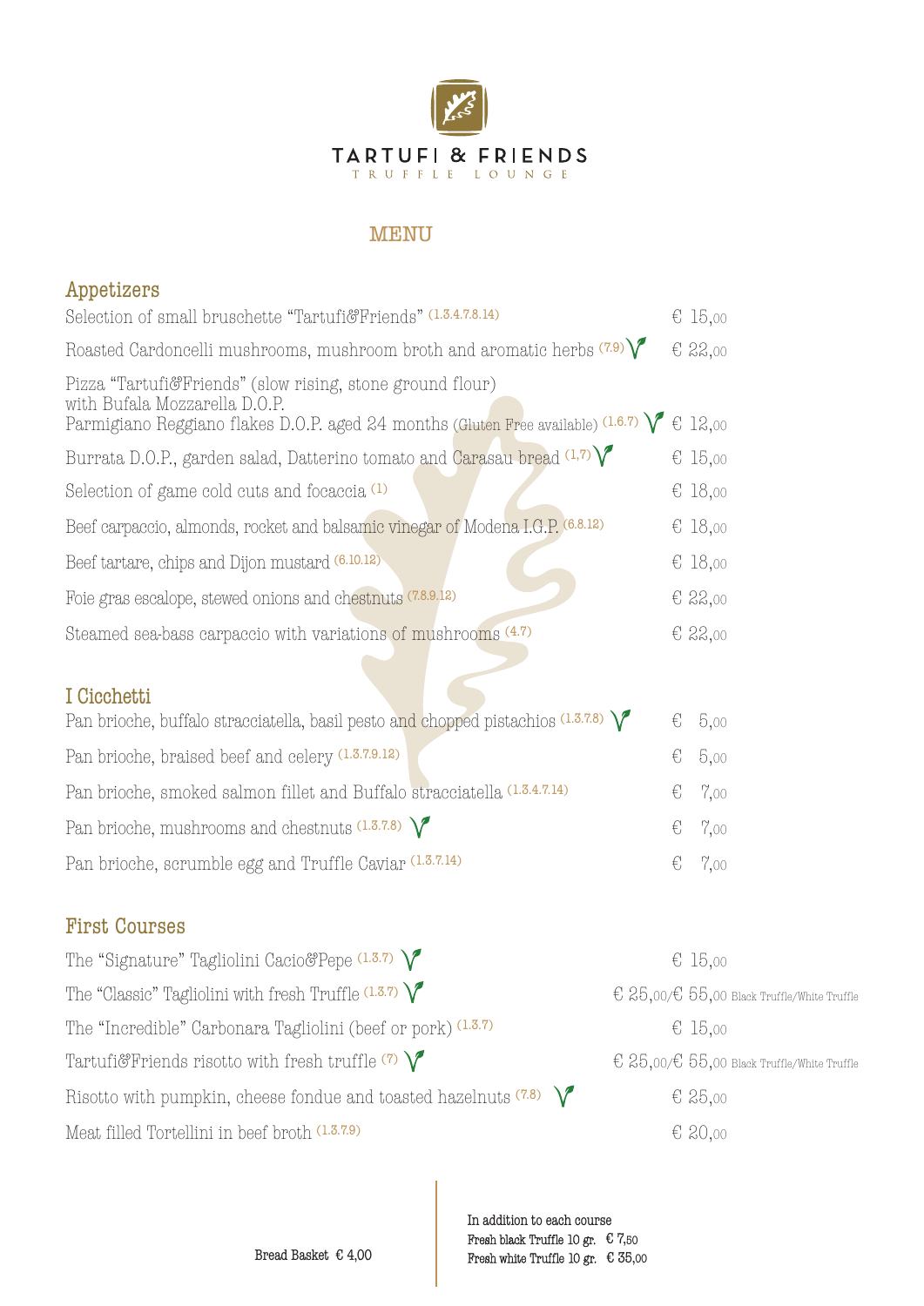# TARTUFI & FRIENDS
TRUFFLE LOUNGE

## MENU

### Appetizers

| | |
|---|---|
| Selection of small bruschette "Tartufi&Friends" (1.3.4.7.8.14) | € 15,00 |
| Roasted Cardoncelli mushrooms, mushroom broth and aromatic herbs (7.9) | € 22,00 |
| Pizza "Tartufi&Friends" (slow rising, stone ground flour) with Bufala Mozzarella D.O.P. Parmigiano Reggiano flakes D.O.P. aged 24 months (Gluten Free available) (1.6.7) | € 12,00 |
| Burrata D.O.P., garden salad, Datterino tomato and Carasau bread (1,7) | € 15,00 |
| Selection of game cold cuts and focaccia (1) | € 18,00 |
| Beef carpaccio, almonds, rocket and balsamic vinegar of Modena I.G.P. (6.8.12) | € 18,00 |
| Beef tartare, chips and Dijon mustard (6.10.12) | € 18,00 |
| Foie gras escalope, stewed onions and chestnuts (7.8.9.12) | € 22,00 |
| Steamed sea-bass carpaccio with variations of mushrooms (4.7) | € 22,00 |

### I Cicchetti

| | |
|---|---|
| Pan brioche, buffalo stracciatella, basil pesto and chopped pistachios (1.3.7.8) | € 5,00 |
| Pan brioche, braised beef and celery (1.3.7.9.12) | € 5,00 |
| Pan brioche, smoked salmon fillet and Buffalo stracciatella (1.3.4.7.14) | € 7,00 |
| Pan brioche, mushrooms and chestnuts (1.3.7.8) | € 7,00 |
| Pan brioche, scrumble egg and Truffle Caviar (1.3.7.14) | € 7,00 |

### First Courses

| | |
|---|---|
| The "Signature" Tagliolini Cacio&Pepe (1.3.7) | € 15,00 |
| The "Classic" Tagliolini with fresh Truffle (1.3.7) | € 25,00/€ 55,00 Black Truffle/White Truffle |
| The "Incredible" Carbonara Tagliolini (beef or pork) (1.3.7) | € 15,00 |
| Tartufi&Friends risotto with fresh truffle (7) | € 25,00/€ 55,00 Black Truffle/White Truffle |
| Risotto with pumpkin, cheese fondue and toasted hazelnuts (7.8) | € 25,00 |
| Meat filled Tortellini in beef broth (1.3.7.9) | € 20,00 |

Bread Basket € 4,00

In addition to each course
Fresh black Truffle 10 gr. € 7,50
Fresh white Truffle 10 gr. € 35,00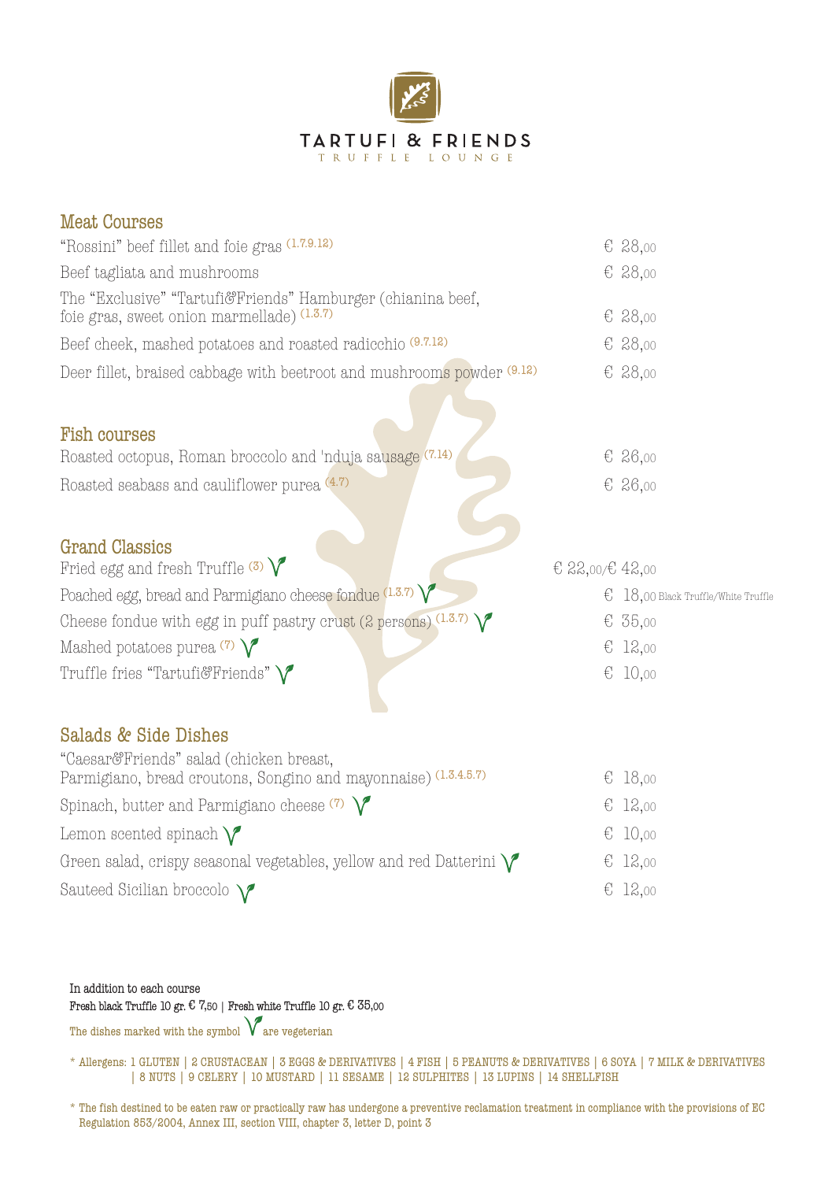# TARTUFI & FRIENDS

TRUFFLE LOUNGE

## Meat Courses

| | |
|---|---|
| "Rossini" beef fillet and foie gras (1.7.9.12) | € 28,00 |
| Beef tagliata and mushrooms | € 28,00 |
| The "Exclusive" "Tartufi&Friends" Hamburger (chianina beef, foie gras, sweet onion marmellade) (1.3.7) | € 28,00 |
| Beef cheek, mashed potatoes and roasted radicchio (9.7.12) | € 28,00 |
| Deer fillet, braised cabbage with beetroot and mushrooms powder (9.12) | € 28,00 |

## Fish courses

| | |
|---|---|
| Roasted octopus, Roman broccolo and 'nduja sausage (7.14) | € 26,00 |
| Roasted seabass and cauliflower purea (4.7) | € 26,00 |

## Grand Classics

| | |
|---|---|
| Fried egg and fresh Truffle (3) V | € 22,00/€ 42,00 |
| Poached egg, bread and Parmigiano cheese fondue (1.3.7) V | € 18,00 Black Truffle/White Truffle |
| Cheese fondue with egg in puff pastry crust (2 persons) (1.3.7) V | € 35,00 |
| Mashed potatoes purea (7) V | € 12,00 |
| Truffle fries "Tartufi&Friends" V | € 10,00 |

## Salads & Side Dishes

| | |
|---|---|
| "Caesar&Friends" salad (chicken breast, Parmigiano, bread croutons, Songino and mayonnaise) (1.3.4.5.7) | € 18,00 |
| Spinach, butter and Parmigiano cheese (7) V | € 12,00 |
| Lemon scented spinach V | € 10,00 |
| Green salad, crispy seasonal vegetables, yellow and red Datterini V | € 12,00 |
| Sauteed Sicilian broccolo V | € 12,00 |

In addition to each course
Fresh black Truffle 10 gr. € 7,50 | Fresh white Truffle 10 gr. € 35,00

The dishes marked with the symbol V are vegeterian

* Allergens: 1 GLUTEN | 2 CRUSTACEAN | 3 EGGS & DERIVATIVES | 4 FISH | 5 PEANUTS & DERIVATIVES | 6 SOYA | 7 MILK & DERIVATIVES | 8 NUTS | 9 CELERY | 10 MUSTARD | 11 SESAME | 12 SULPHITES | 13 LUPINS | 14 SHELLFISH

* The fish destined to be eaten raw or practically raw has undergone a preventive reclamation treatment in compliance with the provisions of EC Regulation 853/2004, Annex III, section VIII, chapter 3, letter D, point 3